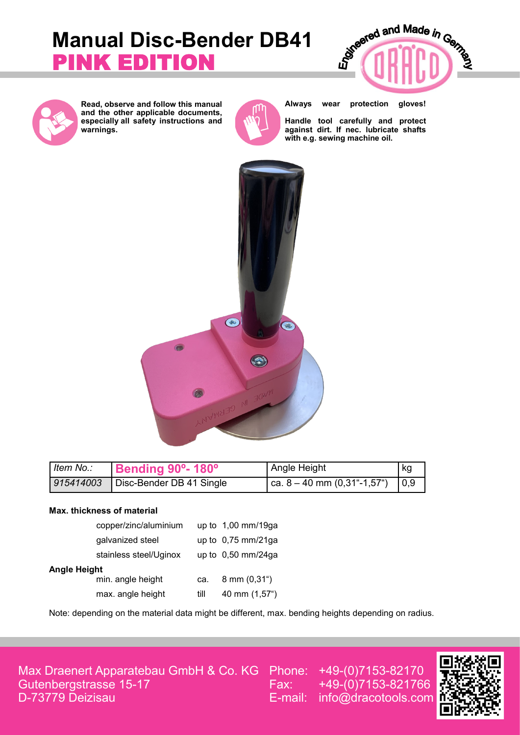# Manual Disc-Bender DB41
## PINK EDITION

Engineered and Made in Germany

DRACO

**Read, observe and follow this manual and the other applicable documents, especially all safety instructions and warnings.**

**Always wear protection gloves!**

**Handle tool carefully and protect against dirt. If nec. lubricate shafts with e.g. sewing machine oil.**

| *Item No.:* | **Bending 90º- 180º** | Angle Height | kg |
|---|---|---|---|
| *915414003* | Disc-Bender DB 41 Single | ca. 8 – 40 mm (0,31"-1,57") | 0,9 |

**Max. thickness of material**

| | | |
|---|---|---|
| copper/zinc/aluminium | up to | 1,00 mm/19ga |
| galvanized steel | up to | 0,75 mm/21ga |
| stainless steel/Uginox | up to | 0,50 mm/24ga |

**Angle Height**

| | | |
|---|---|---|
| min. angle height | ca. | 8 mm (0,31") |
| max. angle height | till | 40 mm (1,57") |

Note: depending on the material data might be different, max. bending heights depending on radius.

Max Draenert Apparatebau GmbH & Co. KG
Gutenbergstrasse 15-17
D-73779 Deizisau

Phone: +49-(0)7153-82170
Fax: +49-(0)7153-821766
E-mail: info@dracotools.com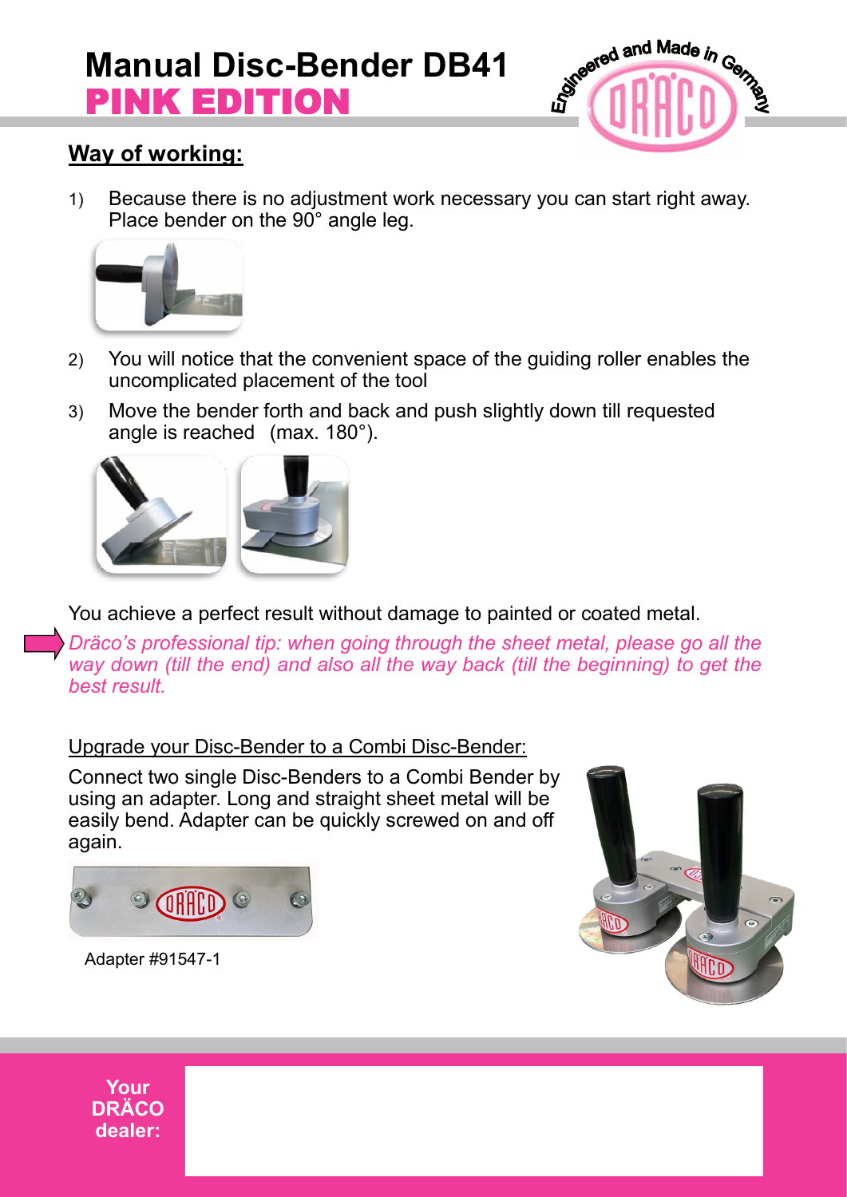# Manual Disc-Bender DB41

**PINK EDITION**

Engineered and Made in Germany

## Way of working:

1) Because there is no adjustment work necessary you can start right away. Place bender on the 90° angle leg.

2) You will notice that the convenient space of the guiding roller enables the uncomplicated placement of the tool

3) Move the bender forth and back and push slightly down till requested angle is reached (max. 180°).

You achieve a perfect result without damage to painted or coated metal.

*Dräco's professional tip: when going through the sheet metal, please go all the way down (till the end) and also all the way back (till the beginning) to get the best result.*

Upgrade your Disc-Bender to a Combi Disc-Bender:

Connect two single Disc-Benders to a Combi Bender by using an adapter. Long and straight sheet metal will be easily bend. Adapter can be quickly screwed on and off again.

Adapter #91547-1

**Your DRÄCO dealer:**